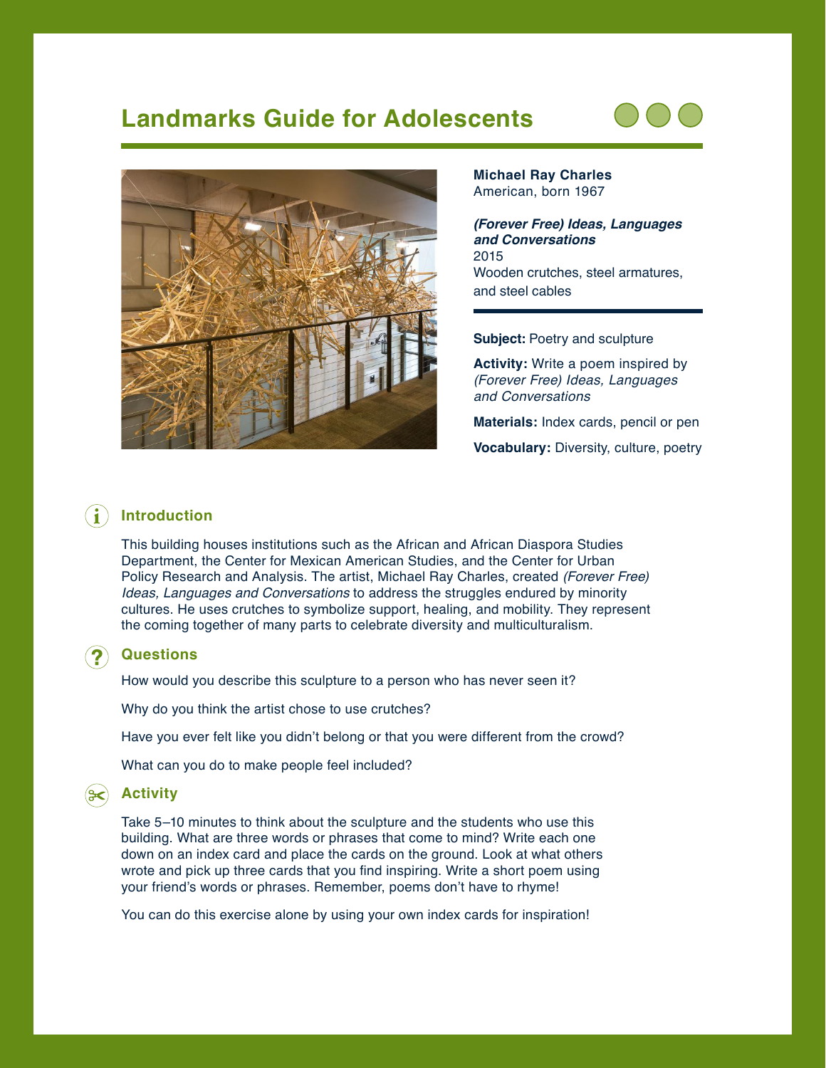# Landmarks Guide for Adolescents

**Michael Ray Charles**
American, born 1967

***(Forever Free) Ideas, Languages and Conversations***
2015
Wooden crutches, steel armatures, and steel cables

**Subject:** Poetry and sculpture

**Activity:** Write a poem inspired by *(Forever Free) Ideas, Languages and Conversations*

**Materials:** Index cards, pencil or pen

**Vocabulary:** Diversity, culture, poetry

## Introduction

This building houses institutions such as the African and African Diaspora Studies Department, the Center for Mexican American Studies, and the Center for Urban Policy Research and Analysis. The artist, Michael Ray Charles, created *(Forever Free) Ideas, Languages and Conversations* to address the struggles endured by minority cultures. He uses crutches to symbolize support, healing, and mobility. They represent the coming together of many parts to celebrate diversity and multiculturalism.

## Questions

How would you describe this sculpture to a person who has never seen it?

Why do you think the artist chose to use crutches?

Have you ever felt like you didn't belong or that you were different from the crowd?

What can you do to make people feel included?

## Activity

Take 5–10 minutes to think about the sculpture and the students who use this building. What are three words or phrases that come to mind? Write each one down on an index card and place the cards on the ground. Look at what others wrote and pick up three cards that you find inspiring. Write a short poem using your friend's words or phrases. Remember, poems don't have to rhyme!

You can do this exercise alone by using your own index cards for inspiration!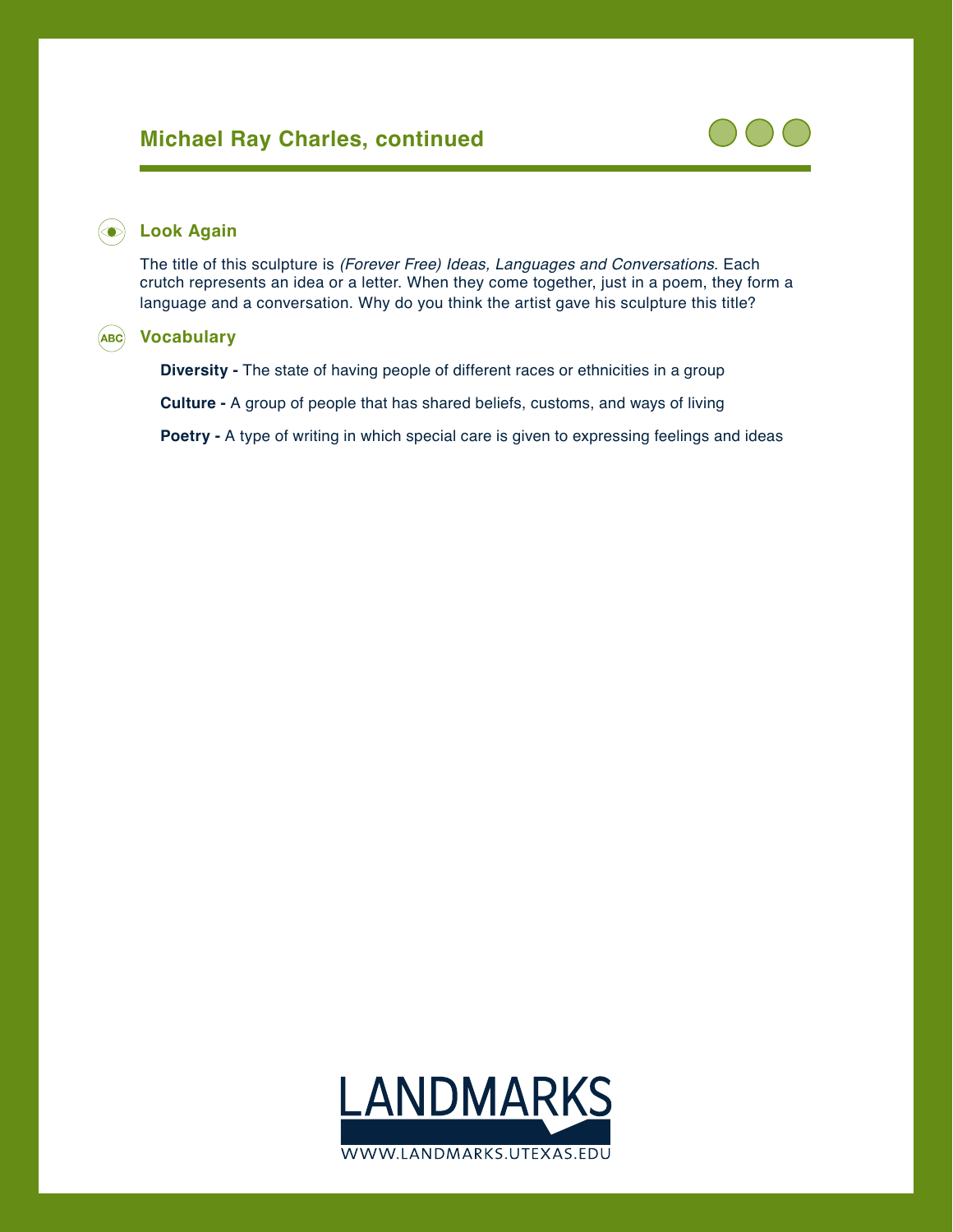## Michael Ray Charles, continued

### Look Again

The title of this sculpture is *(Forever Free) Ideas, Languages and Conversations*. Each crutch represents an idea or a letter. When they come together, just in a poem, they form a language and a conversation. Why do you think the artist gave his sculpture this title?

### Vocabulary

**Diversity -** The state of having people of different races or ethnicities in a group

**Culture -** A group of people that has shared beliefs, customs, and ways of living

**Poetry -** A type of writing in which special care is given to expressing feelings and ideas

LANDMARKS
WWW.LANDMARKS.UTEXAS.EDU